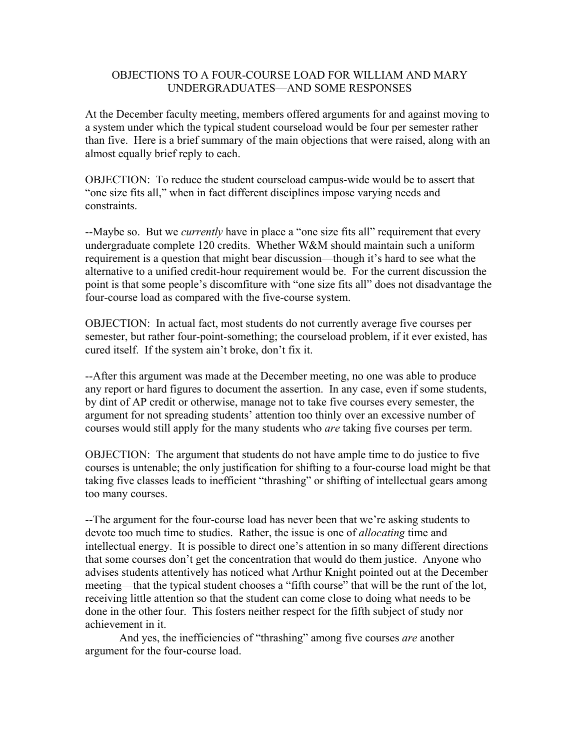# OBJECTIONS TO A FOUR-COURSE LOAD FOR WILLIAM AND MARY UNDERGRADUATES—AND SOME RESPONSES

At the December faculty meeting, members offered arguments for and against moving to a system under which the typical student courseload would be four per semester rather than five. Here is a brief summary of the main objections that were raised, along with an almost equally brief reply to each.

OBJECTION: To reduce the student courseload campus-wide would be to assert that "one size fits all," when in fact different disciplines impose varying needs and constraints.

--Maybe so. But we *currently* have in place a "one size fits all" requirement that every undergraduate complete 120 credits. Whether W&M should maintain such a uniform requirement is a question that might bear discussion—though it's hard to see what the alternative to a unified credit-hour requirement would be. For the current discussion the point is that some people's discomfiture with "one size fits all" does not disadvantage the four-course load as compared with the five-course system.

OBJECTION: In actual fact, most students do not currently average five courses per semester, but rather four-point-something; the courseload problem, if it ever existed, has cured itself. If the system ain't broke, don't fix it.

--After this argument was made at the December meeting, no one was able to produce any report or hard figures to document the assertion. In any case, even if some students, by dint of AP credit or otherwise, manage not to take five courses every semester, the argument for not spreading students' attention too thinly over an excessive number of courses would still apply for the many students who *are* taking five courses per term.

OBJECTION: The argument that students do not have ample time to do justice to five courses is untenable; the only justification for shifting to a four-course load might be that taking five classes leads to inefficient "thrashing" or shifting of intellectual gears among too many courses.

--The argument for the four-course load has never been that we're asking students to devote too much time to studies. Rather, the issue is one of *allocating* time and intellectual energy. It is possible to direct one's attention in so many different directions that some courses don't get the concentration that would do them justice. Anyone who advises students attentively has noticed what Arthur Knight pointed out at the December meeting—that the typical student chooses a "fifth course" that will be the runt of the lot, receiving little attention so that the student can come close to doing what needs to be done in the other four. This fosters neither respect for the fifth subject of study nor achievement in it.

And yes, the inefficiencies of "thrashing" among five courses *are* another argument for the four-course load.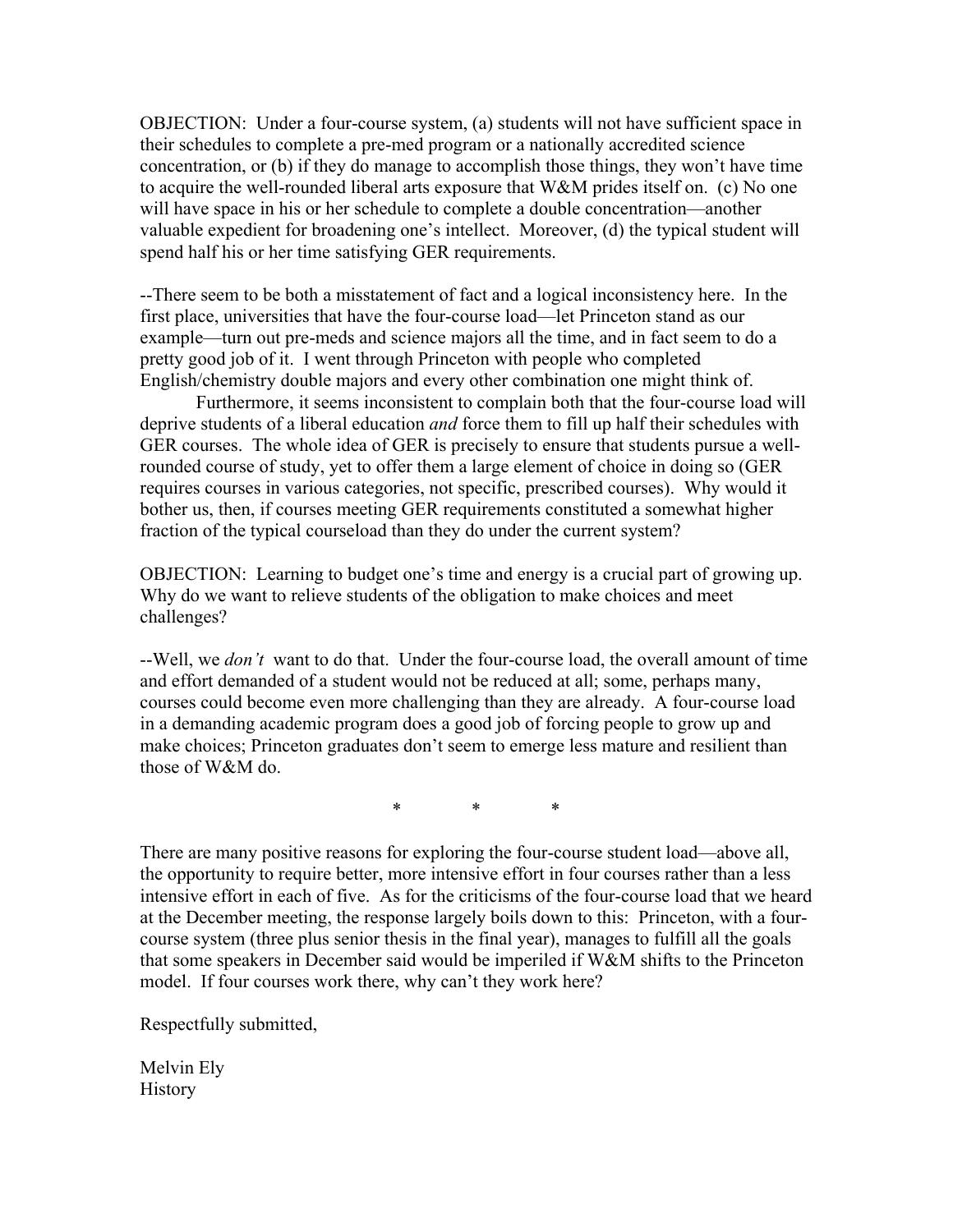OBJECTION: Under a four-course system, (a) students will not have sufficient space in their schedules to complete a pre-med program or a nationally accredited science concentration, or (b) if they do manage to accomplish those things, they won't have time to acquire the well-rounded liberal arts exposure that W&M prides itself on. (c) No one will have space in his or her schedule to complete a double concentration—another valuable expedient for broadening one's intellect. Moreover, (d) the typical student will spend half his or her time satisfying GER requirements.

--There seem to be both a misstatement of fact and a logical inconsistency here. In the first place, universities that have the four-course load—let Princeton stand as our example—turn out pre-meds and science majors all the time, and in fact seem to do a pretty good job of it. I went through Princeton with people who completed English/chemistry double majors and every other combination one might think of.

Furthermore, it seems inconsistent to complain both that the four-course load will deprive students of a liberal education *and* force them to fill up half their schedules with GER courses. The whole idea of GER is precisely to ensure that students pursue a well-rounded course of study, yet to offer them a large element of choice in doing so (GER requires courses in various categories, not specific, prescribed courses). Why would it bother us, then, if courses meeting GER requirements constituted a somewhat higher fraction of the typical courseload than they do under the current system?

OBJECTION: Learning to budget one's time and energy is a crucial part of growing up. Why do we want to relieve students of the obligation to make choices and meet challenges?

--Well, we *don't* want to do that. Under the four-course load, the overall amount of time and effort demanded of a student would not be reduced at all; some, perhaps many, courses could become even more challenging than they are already. A four-course load in a demanding academic program does a good job of forcing people to grow up and make choices; Princeton graduates don't seem to emerge less mature and resilient than those of W&M do.

\* \* \*

There are many positive reasons for exploring the four-course student load—above all, the opportunity to require better, more intensive effort in four courses rather than a less intensive effort in each of five. As for the criticisms of the four-course load that we heard at the December meeting, the response largely boils down to this: Princeton, with a four-course system (three plus senior thesis in the final year), manages to fulfill all the goals that some speakers in December said would be imperiled if W&M shifts to the Princeton model. If four courses work there, why can't they work here?

Respectfully submitted,

Melvin Ely
History